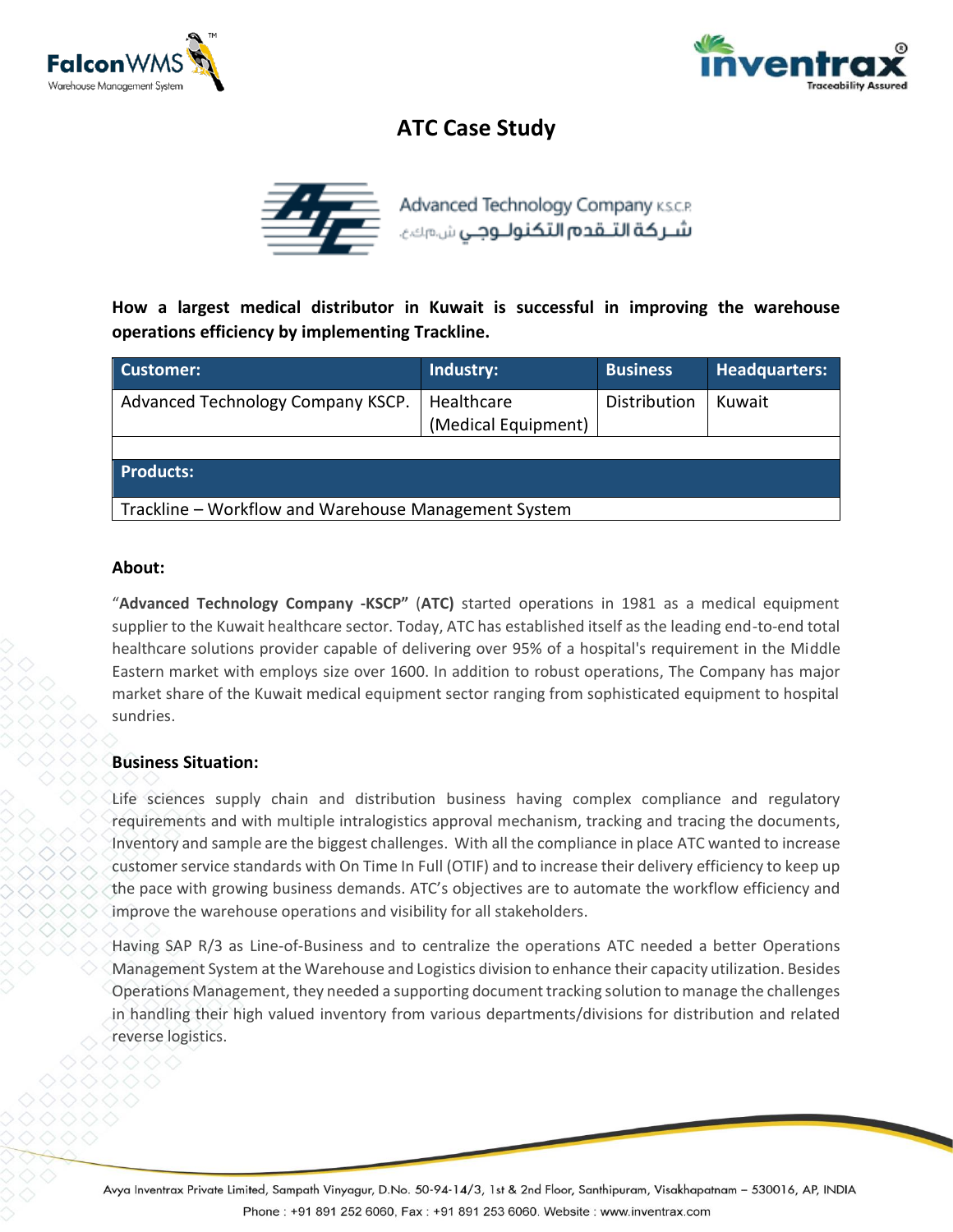# ATC Case Study

Advanced Technology Company K.S.C.P.

شـركة التـقدم التكنولـوجـي ش.م.ك.ع.

**How a largest medical distributor in Kuwait is successful in improving the warehouse operations efficiency by implementing Trackline.**

| Customer: | Industry: | Business | Headquarters: |
|---|---|---|---|
| Advanced Technology Company KSCP. | Healthcare (Medical Equipment) | Distribution | Kuwait |
| | | | |
| **Products:** | | | |
| Trackline – Workflow and Warehouse Management System | | | |

**About:**

"**Advanced Technology Company -KSCP"** (**ATC**) started operations in 1981 as a medical equipment supplier to the Kuwait healthcare sector. Today, ATC has established itself as the leading end-to-end total healthcare solutions provider capable of delivering over 95% of a hospital's requirement in the Middle Eastern market with employs size over 1600. In addition to robust operations, The Company has major market share of the Kuwait medical equipment sector ranging from sophisticated equipment to hospital sundries.

**Business Situation:**

Life sciences supply chain and distribution business having complex compliance and regulatory requirements and with multiple intralogistics approval mechanism, tracking and tracing the documents, Inventory and sample are the biggest challenges. With all the compliance in place ATC wanted to increase customer service standards with On Time In Full (OTIF) and to increase their delivery efficiency to keep up the pace with growing business demands. ATC's objectives are to automate the workflow efficiency and improve the warehouse operations and visibility for all stakeholders.

Having SAP R/3 as Line-of-Business and to centralize the operations ATC needed a better Operations Management System at the Warehouse and Logistics division to enhance their capacity utilization. Besides Operations Management, they needed a supporting document tracking solution to manage the challenges in handling their high valued inventory from various departments/divisions for distribution and related reverse logistics.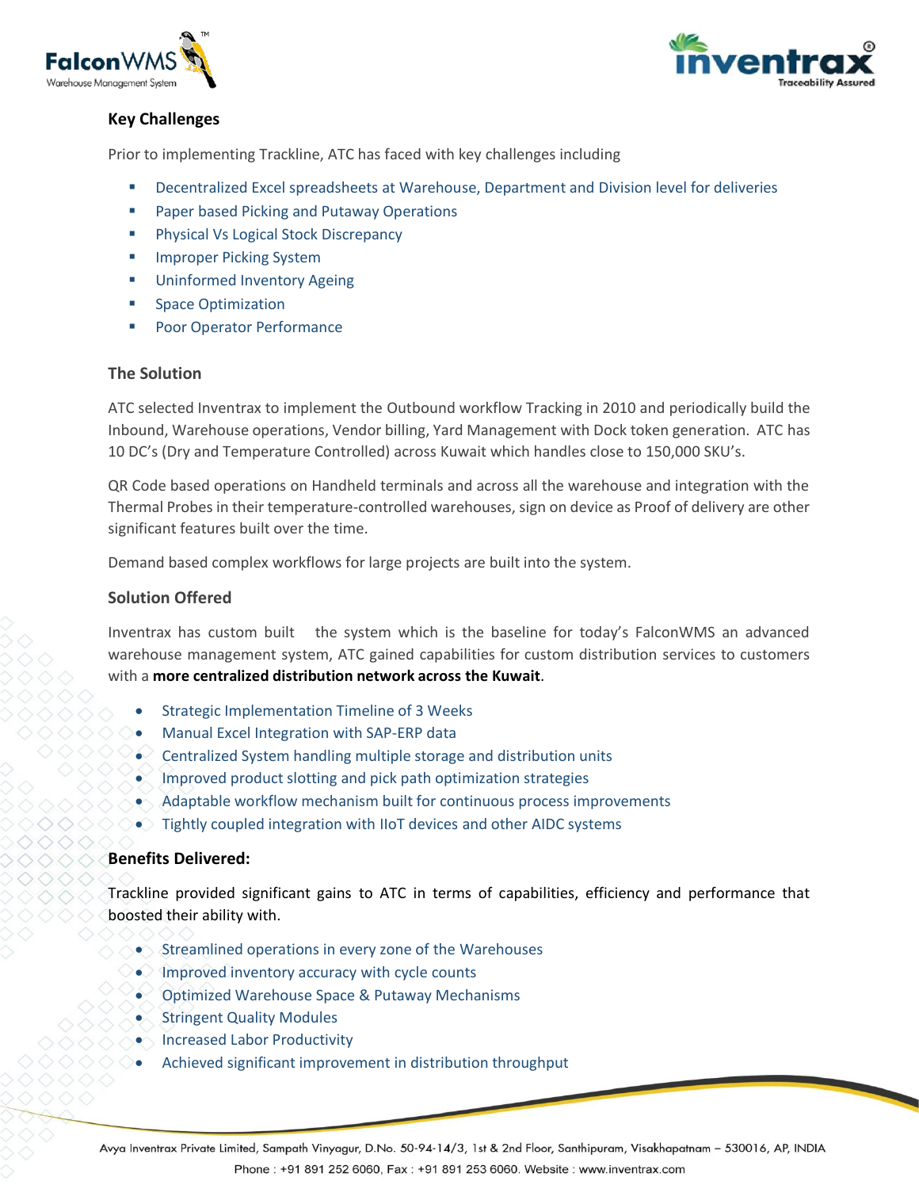## Key Challenges

Prior to implementing Trackline, ATC has faced with key challenges including

- Decentralized Excel spreadsheets at Warehouse, Department and Division level for deliveries
- Paper based Picking and Putaway Operations
- Physical Vs Logical Stock Discrepancy
- Improper Picking System
- Uninformed Inventory Ageing
- Space Optimization
- Poor Operator Performance

## The Solution

ATC selected Inventrax to implement the Outbound workflow Tracking in 2010 and periodically build the Inbound, Warehouse operations, Vendor billing, Yard Management with Dock token generation. ATC has 10 DC's (Dry and Temperature Controlled) across Kuwait which handles close to 150,000 SKU's.

QR Code based operations on Handheld terminals and across all the warehouse and integration with the Thermal Probes in their temperature-controlled warehouses, sign on device as Proof of delivery are other significant features built over the time.

Demand based complex workflows for large projects are built into the system.

## Solution Offered

Inventrax has custom built the system which is the baseline for today's FalconWMS an advanced warehouse management system, ATC gained capabilities for custom distribution services to customers with a **more centralized distribution network across the Kuwait**.

- Strategic Implementation Timeline of 3 Weeks
- Manual Excel Integration with SAP-ERP data
- Centralized System handling multiple storage and distribution units
- Improved product slotting and pick path optimization strategies
- Adaptable workflow mechanism built for continuous process improvements
- Tightly coupled integration with IIoT devices and other AIDC systems

## Benefits Delivered:

Trackline provided significant gains to ATC in terms of capabilities, efficiency and performance that boosted their ability with.

- Streamlined operations in every zone of the Warehouses
- Improved inventory accuracy with cycle counts
- Optimized Warehouse Space & Putaway Mechanisms
- Stringent Quality Modules
- Increased Labor Productivity
- Achieved significant improvement in distribution throughput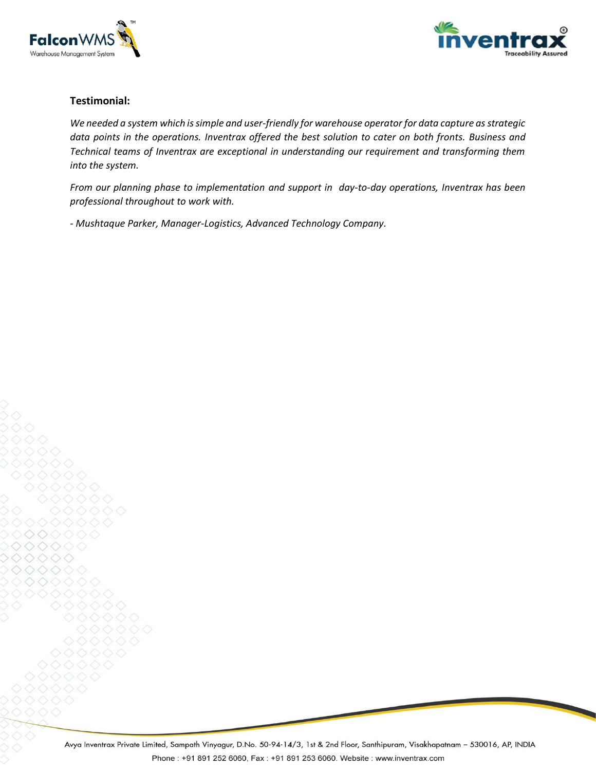**Testimonial:**

*We needed a system which is simple and user-friendly for warehouse operator for data capture as strategic data points in the operations. Inventrax offered the best solution to cater on both fronts. Business and Technical teams of Inventrax are exceptional in understanding our requirement and transforming them into the system.*

*From our planning phase to implementation and support in day-to-day operations, Inventrax has been professional throughout to work with.*

*- Mushtaque Parker, Manager-Logistics, Advanced Technology Company.*